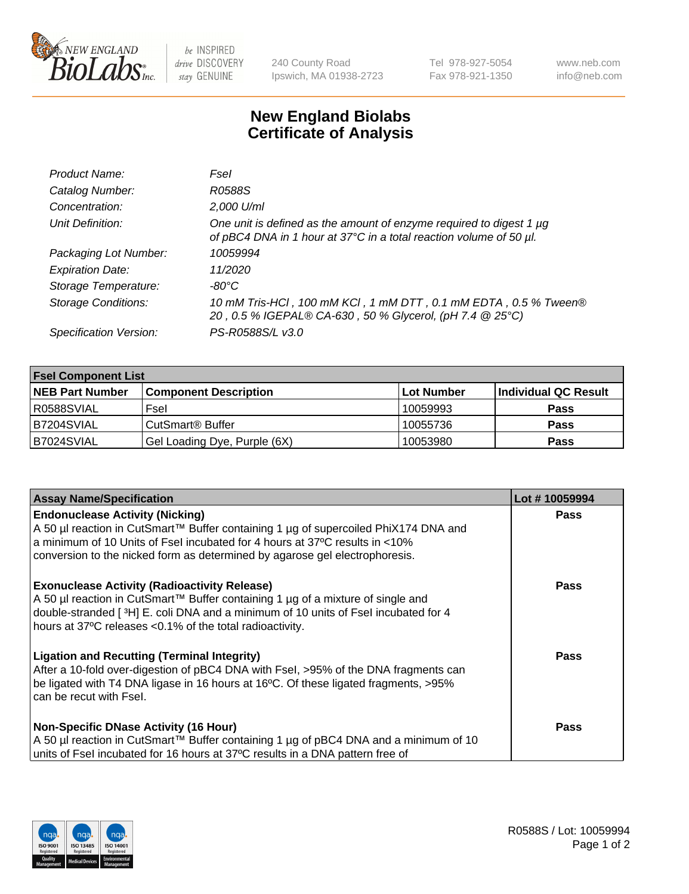# New England Biolabs
# Certificate of Analysis

| | |
|---|---|
| *Product Name:* | *FseI* |
| *Catalog Number:* | *R0588S* |
| *Concentration:* | *2,000 U/ml* |
| *Unit Definition:* | *One unit is defined as the amount of enzyme required to digest 1 µg of pBC4 DNA in 1 hour at 37°C in a total reaction volume of 50 µl.* |
| *Packaging Lot Number:* | *10059994* |
| *Expiration Date:* | *11/2020* |
| *Storage Temperature:* | *-80°C* |
| *Storage Conditions:* | *10 mM Tris-HCl , 100 mM KCl , 1 mM DTT , 0.1 mM EDTA , 0.5 % Tween® 20 , 0.5 % IGEPAL® CA-630 , 50 % Glycerol, (pH 7.4 @ 25°C)* |
| *Specification Version:* | *PS-R0588S/L v3.0* |

| **FseI Component List** | | | |
|---|---|---|---|
| **NEB Part Number** | **Component Description** | **Lot Number** | **Individual QC Result** |
| R0588SVIAL | FseI | 10059993 | **Pass** |
| B7204SVIAL | CutSmart® Buffer | 10055736 | **Pass** |
| B7024SVIAL | Gel Loading Dye, Purple (6X) | 10053980 | **Pass** |

| **Assay Name/Specification** | **Lot # 10059994** |
|---|---|
| **Endonuclease Activity (Nicking)**<br>A 50 µl reaction in CutSmart™ Buffer containing 1 µg of supercoiled PhiX174 DNA and a minimum of 10 Units of FseI incubated for 4 hours at 37ºC results in <10% conversion to the nicked form as determined by agarose gel electrophoresis. | **Pass** |
| **Exonuclease Activity (Radioactivity Release)**<br>A 50 µl reaction in CutSmart™ Buffer containing 1 µg of a mixture of single and double-stranded [ $^{3}$H] E. coli DNA and a minimum of 10 units of FseI incubated for 4 hours at 37ºC releases <0.1% of the total radioactivity. | **Pass** |
| **Ligation and Recutting (Terminal Integrity)**<br>After a 10-fold over-digestion of pBC4 DNA with FseI, >95% of the DNA fragments can be ligated with T4 DNA ligase in 16 hours at 16ºC. Of these ligated fragments, >95% can be recut with FseI. | **Pass** |
| **Non-Specific DNase Activity (16 Hour)**<br>A 50 µl reaction in CutSmart™ Buffer containing 1 µg of pBC4 DNA and a minimum of 10 units of FseI incubated for 16 hours at 37ºC results in a DNA pattern free of | **Pass** |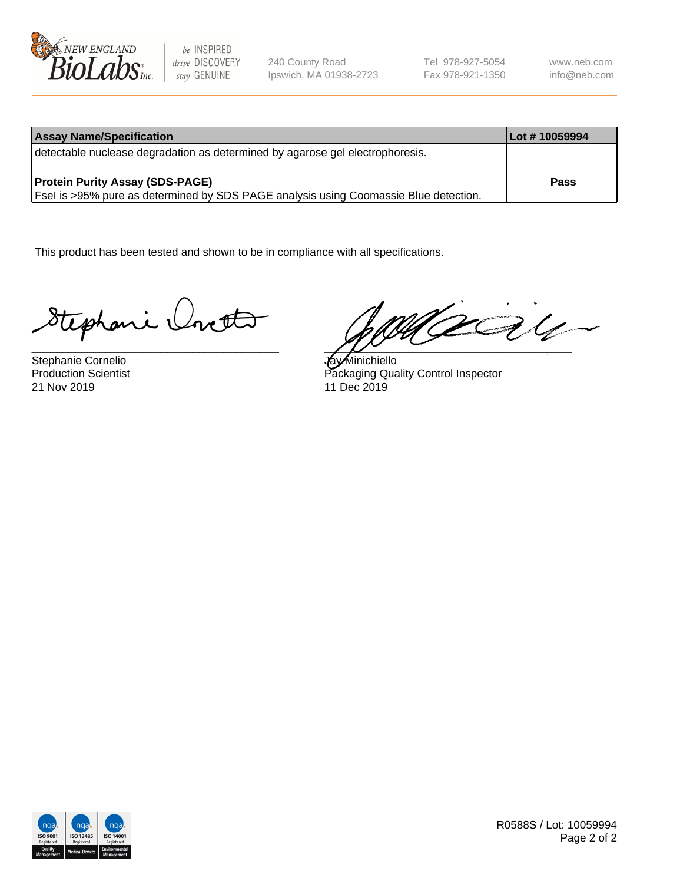| Assay Name/Specification | Lot # 10059994 |
|---|---|
| detectable nuclease degradation as determined by agarose gel electrophoresis. | |
| **Protein Purity Assay (SDS-PAGE)**<br>FseI is >95% pure as determined by SDS PAGE analysis using Coomassie Blue detection. | **Pass** |

This product has been tested and shown to be in compliance with all specifications.

Stephanie Cornelio
Production Scientist
21 Nov 2019

Jay Minichiello
Packaging Quality Control Inspector
11 Dec 2019

R0588S / Lot: 10059994